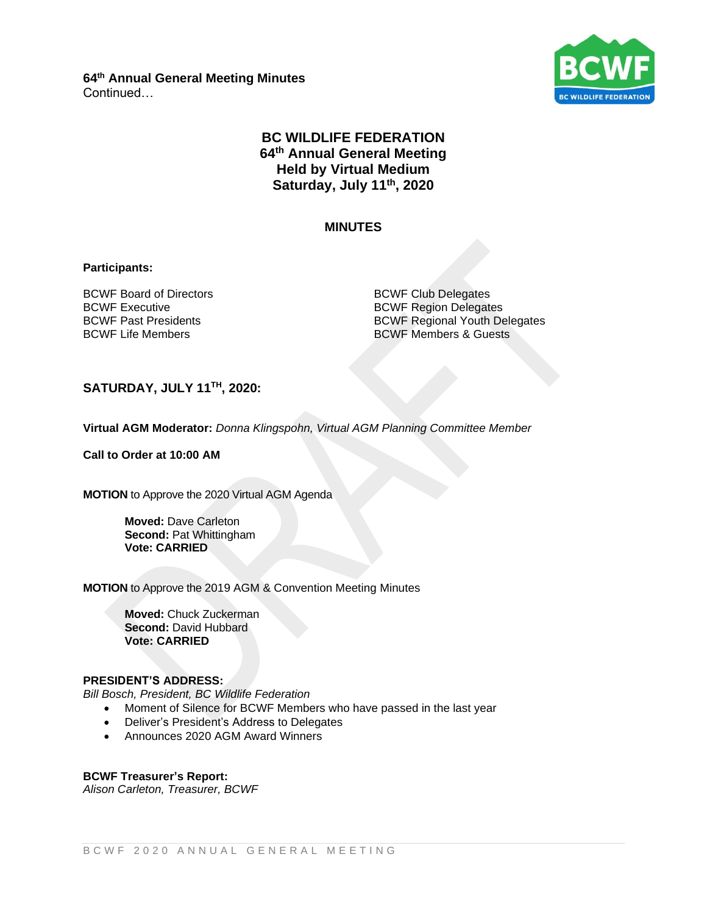**64th Annual General Meeting Minutes**
Continued…

# BC WILDLIFE FEDERATION
## 64th Annual General Meeting
## Held by Virtual Medium
## Saturday, July 11th, 2020

## MINUTES

**Participants:**

BCWF Board of Directors
BCWF Executive
BCWF Past Presidents
BCWF Life Members
BCWF Club Delegates
BCWF Region Delegates
BCWF Regional Youth Delegates
BCWF Members & Guests

## SATURDAY, JULY 11TH, 2020:

**Virtual AGM Moderator:** *Donna Klingspohn, Virtual AGM Planning Committee Member*

**Call to Order at 10:00 AM**

**MOTION** to Approve the 2020 Virtual AGM Agenda

> **Moved:** Dave Carleton
> **Second:** Pat Whittingham
> **Vote: CARRIED**

**MOTION** to Approve the 2019 AGM & Convention Meeting Minutes

> **Moved:** Chuck Zuckerman
> **Second:** David Hubbard
> **Vote: CARRIED**

**PRESIDENT'S ADDRESS:**
*Bill Bosch, President, BC Wildlife Federation*

- Moment of Silence for BCWF Members who have passed in the last year
- Deliver's President's Address to Delegates
- Announces 2020 AGM Award Winners

**BCWF Treasurer's Report:**
*Alison Carleton, Treasurer, BCWF*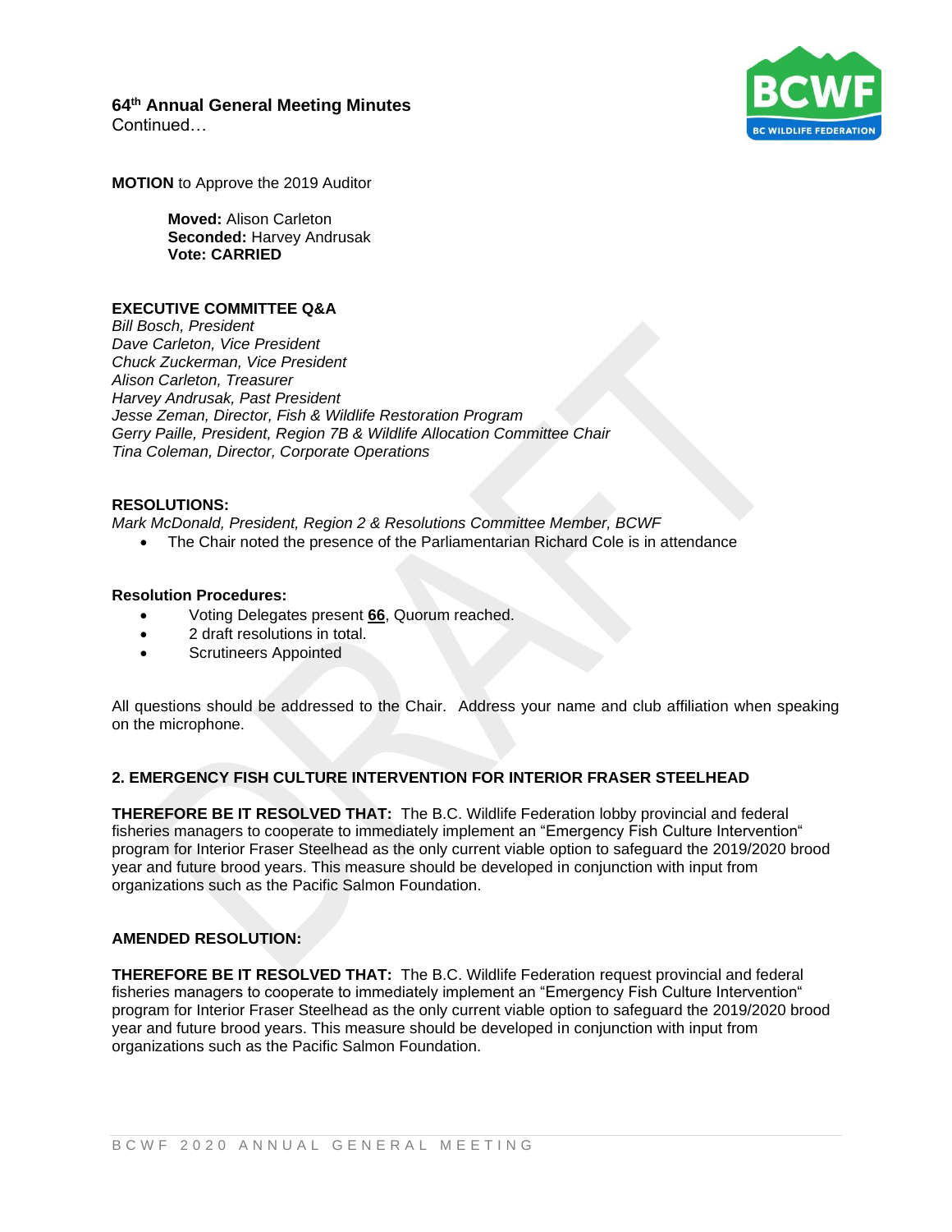**64th Annual General Meeting Minutes**
Continued…

**MOTION** to Approve the 2019 Auditor

**Moved:** Alison Carleton
**Seconded:** Harvey Andrusak
**Vote: CARRIED**

**EXECUTIVE COMMITTEE Q&A**
*Bill Bosch, President*
*Dave Carleton, Vice President*
*Chuck Zuckerman, Vice President*
*Alison Carleton, Treasurer*
*Harvey Andrusak, Past President*
*Jesse Zeman, Director, Fish & Wildlife Restoration Program*
*Gerry Paille, President, Region 7B & Wildlife Allocation Committee Chair*
*Tina Coleman, Director, Corporate Operations*

**RESOLUTIONS:**
*Mark McDonald, President, Region 2 & Resolutions Committee Member, BCWF*

- The Chair noted the presence of the Parliamentarian Richard Cole is in attendance

**Resolution Procedures:**

- Voting Delegates present **66**, Quorum reached.
- 2 draft resolutions in total.
- Scrutineers Appointed

All questions should be addressed to the Chair. Address your name and club affiliation when speaking on the microphone.

**2. EMERGENCY FISH CULTURE INTERVENTION FOR INTERIOR FRASER STEELHEAD**

**THEREFORE BE IT RESOLVED THAT:** The B.C. Wildlife Federation lobby provincial and federal fisheries managers to cooperate to immediately implement an "Emergency Fish Culture Intervention" program for Interior Fraser Steelhead as the only current viable option to safeguard the 2019/2020 brood year and future brood years. This measure should be developed in conjunction with input from organizations such as the Pacific Salmon Foundation.

**AMENDED RESOLUTION:**

**THEREFORE BE IT RESOLVED THAT:** The B.C. Wildlife Federation request provincial and federal fisheries managers to cooperate to immediately implement an "Emergency Fish Culture Intervention" program for Interior Fraser Steelhead as the only current viable option to safeguard the 2019/2020 brood year and future brood years. This measure should be developed in conjunction with input from organizations such as the Pacific Salmon Foundation.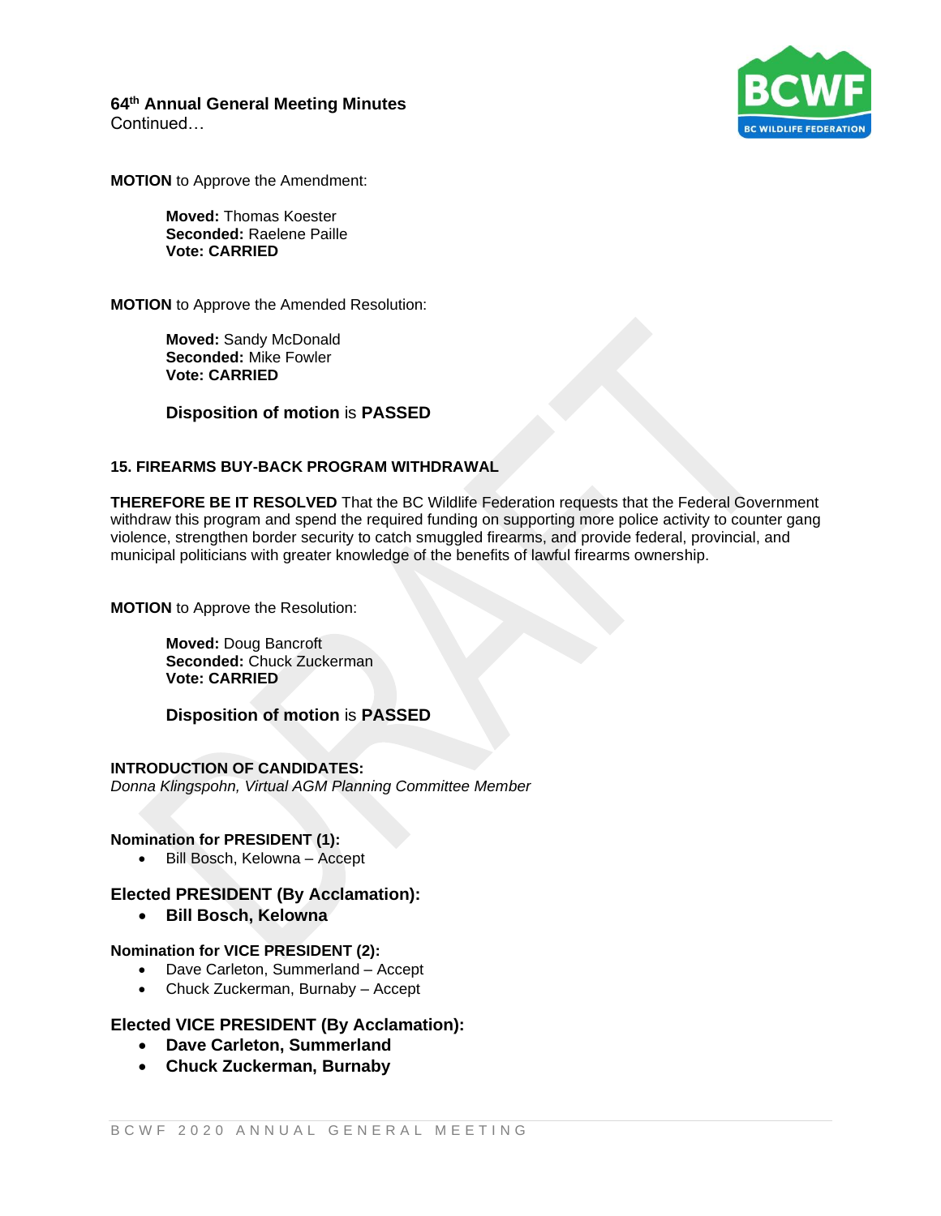**64th Annual General Meeting Minutes**
Continued…

**MOTION** to Approve the Amendment:

> **Moved:** Thomas Koester
> **Seconded:** Raelene Paille
> **Vote: CARRIED**

**MOTION** to Approve the Amended Resolution:

> **Moved:** Sandy McDonald
> **Seconded:** Mike Fowler
> **Vote: CARRIED**
>
> **Disposition of motion** is **PASSED**

**15. FIREARMS BUY-BACK PROGRAM WITHDRAWAL**

**THEREFORE BE IT RESOLVED** That the BC Wildlife Federation requests that the Federal Government withdraw this program and spend the required funding on supporting more police activity to counter gang violence, strengthen border security to catch smuggled firearms, and provide federal, provincial, and municipal politicians with greater knowledge of the benefits of lawful firearms ownership.

**MOTION** to Approve the Resolution:

> **Moved:** Doug Bancroft
> **Seconded:** Chuck Zuckerman
> **Vote: CARRIED**
>
> **Disposition of motion** is **PASSED**

**INTRODUCTION OF CANDIDATES:**
*Donna Klingspohn, Virtual AGM Planning Committee Member*

**Nomination for PRESIDENT (1):**

- Bill Bosch, Kelowna – Accept

**Elected PRESIDENT (By Acclamation):**

- **Bill Bosch, Kelowna**

**Nomination for VICE PRESIDENT (2):**

- Dave Carleton, Summerland – Accept
- Chuck Zuckerman, Burnaby – Accept

**Elected VICE PRESIDENT (By Acclamation):**

- **Dave Carleton, Summerland**
- **Chuck Zuckerman, Burnaby**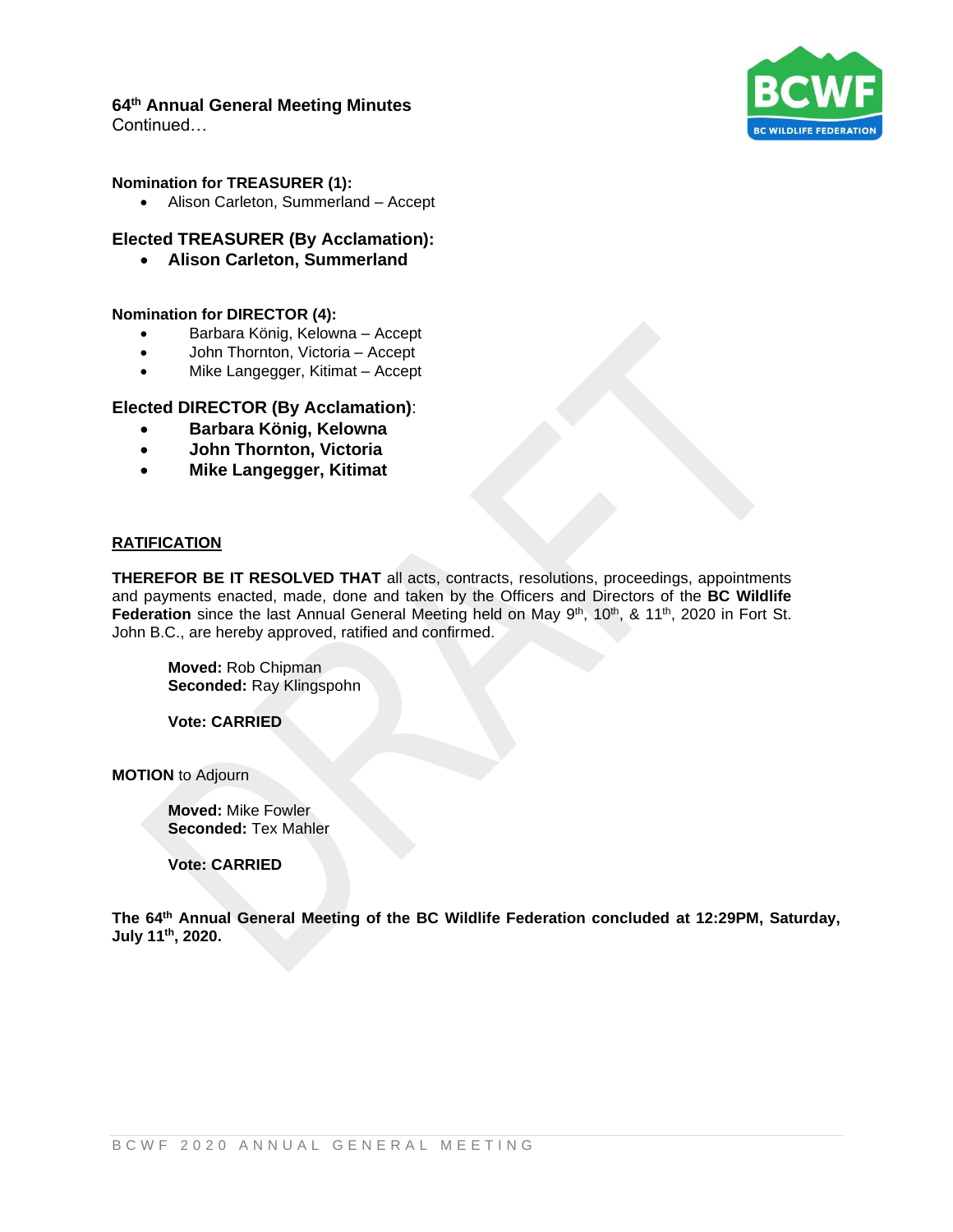**64th Annual General Meeting Minutes**
Continued…

**Nomination for TREASURER (1):**

- Alison Carleton, Summerland – Accept

### Elected TREASURER (By Acclamation):

- **Alison Carleton, Summerland**

**Nomination for DIRECTOR (4):**

- Barbara König, Kelowna – Accept
- John Thornton, Victoria – Accept
- Mike Langegger, Kitimat – Accept

### Elected DIRECTOR (By Acclamation):

- **Barbara König, Kelowna**
- **John Thornton, Victoria**
- **Mike Langegger, Kitimat**

**RATIFICATION**

**THEREFOR BE IT RESOLVED THAT** all acts, contracts, resolutions, proceedings, appointments and payments enacted, made, done and taken by the Officers and Directors of the **BC Wildlife Federation** since the last Annual General Meeting held on May 9th, 10th, & 11th, 2020 in Fort St. John B.C., are hereby approved, ratified and confirmed.

> **Moved:** Rob Chipman
> **Seconded:** Ray Klingspohn
>
> **Vote: CARRIED**

**MOTION** to Adjourn

> **Moved:** Mike Fowler
> **Seconded:** Tex Mahler
>
> **Vote: CARRIED**

**The 64th Annual General Meeting of the BC Wildlife Federation concluded at 12:29PM, Saturday, July 11th, 2020.**